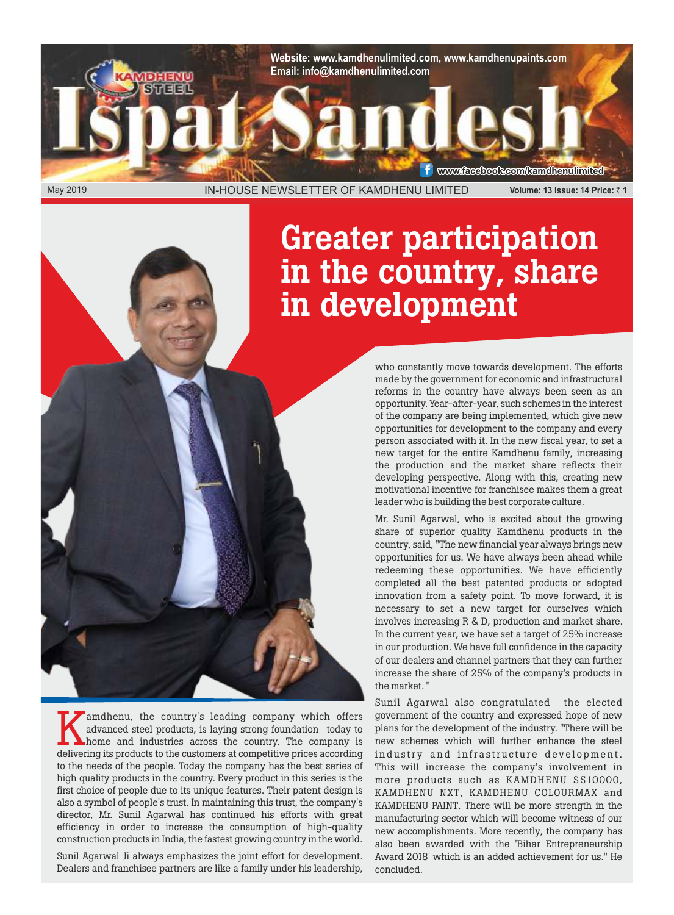Website: www.kamdhenulimited.com, www.kamdhenupaints.com
Email: info@kamdhenulimited.com

# Ispat Sandesh

www.facebook.com/kamdhenulimited

May 2019 IN-HOUSE NEWSLETTER OF KAMDHENU LIMITED Volume: 13 Issue: 14 Price: ₹ 1

## Greater participation in the country, share in development

Kamdhenu, the country's leading company which offers advanced steel products, is laying strong foundation today to home and industries across the country. The company is delivering its products to the customers at competitive prices according to the needs of the people. Today the company has the best series of high quality products in the country. Every product in this series is the first choice of people due to its unique features. Their patent design is also a symbol of people's trust. In maintaining this trust, the company's director, Mr. Sunil Agarwal has continued his efforts with great efficiency in order to increase the consumption of high-quality construction products in India, the fastest growing country in the world.

Sunil Agarwal Ji always emphasizes the joint effort for development. Dealers and franchisee partners are like a family under his leadership, who constantly move towards development. The efforts made by the government for economic and infrastructural reforms in the country have always been seen as an opportunity. Year-after-year, such schemes in the interest of the company are being implemented, which give new opportunities for development to the company and every person associated with it. In the new fiscal year, to set a new target for the entire Kamdhenu family, increasing the production and the market share reflects their developing perspective. Along with this, creating new motivational incentive for franchisee makes them a great leader who is building the best corporate culture.

Mr. Sunil Agarwal, who is excited about the growing share of superior quality Kamdhenu products in the country, said, "The new financial year always brings new opportunities for us. We have always been ahead while redeeming these opportunities. We have efficiently completed all the best patented products or adopted innovation from a safety point. To move forward, it is necessary to set a new target for ourselves which involves increasing R & D, production and market share. In the current year, we have set a target of 25% increase in our production. We have full confidence in the capacity of our dealers and channel partners that they can further increase the share of 25% of the company's products in the market. "

Sunil Agarwal also congratulated the elected government of the country and expressed hope of new plans for the development of the industry. "There will be new schemes which will further enhance the steel industry and infrastructure development. This will increase the company's involvement in more products such as KAMDHENU SS10000, KAMDHENU NXT, KAMDHENU COLOURMAX and KAMDHENU PAINT, There will be more strength in the manufacturing sector which will become witness of our new accomplishments. More recently, the company has also been awarded with the 'Bihar Entrepreneurship Award 2018' which is an added achievement for us." He concluded.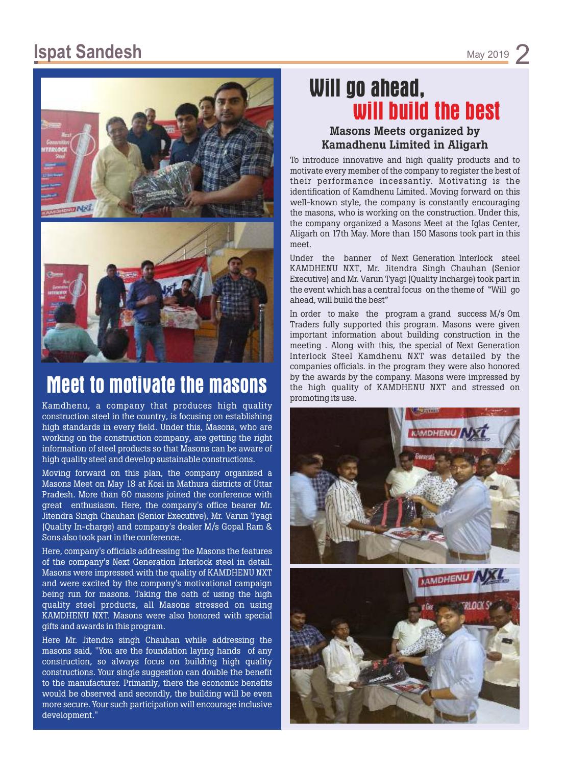## Meet to motivate the masons

Kamdhenu, a company that produces high quality construction steel in the country, is focusing on establishing high standards in every field. Under this, Masons, who are working on the construction company, are getting the right information of steel products so that Masons can be aware of high quality steel and develop sustainable constructions.

Moving forward on this plan, the company organized a Masons Meet on May 18 at Kosi in Mathura districts of Uttar Pradesh. More than 60 masons joined the conference with great enthusiasm. Here, the company's office bearer Mr. Jitendra Singh Chauhan (Senior Executive), Mr. Varun Tyagi (Quality In-charge) and company's dealer M/s Gopal Ram & Sons also took part in the conference.

Here, company's officials addressing the Masons the features of the company's Next Generation Interlock steel in detail. Masons were impressed with the quality of KAMDHENU NXT and were excited by the company's motivational campaign being run for masons. Taking the oath of using the high quality steel products, all Masons stressed on using KAMDHENU NXT. Masons were also honored with special gifts and awards in this program.

Here Mr. Jitendra singh Chauhan while addressing the masons said, "You are the foundation laying hands of any construction, so always focus on building high quality constructions. Your single suggestion can double the benefit to the manufacturer. Primarily, there the economic benefits would be observed and secondly, the building will be even more secure. Your such participation will encourage inclusive development."

## Will go ahead, will build the best

### Masons Meets organized by Kamadhenu Limited in Aligarh

To introduce innovative and high quality products and to motivate every member of the company to register the best of their performance incessantly. Motivating is the identification of Kamdhenu Limited. Moving forward on this well-known style, the company is constantly encouraging the masons, who is working on the construction. Under this, the company organized a Masons Meet at the Iglas Center, Aligarh on 17th May. More than 150 Masons took part in this meet.

Under the banner of Next Generation Interlock steel KAMDHENU NXT, Mr. Jitendra Singh Chauhan (Senior Executive) and Mr. Varun Tyagi (Quality Incharge) took part in the event which has a central focus on the theme of "Will go ahead, will build the best"

In order to make the program a grand success M/s Om Traders fully supported this program. Masons were given important information about building construction in the meeting . Along with this, the special of Next Generation Interlock Steel Kamdhenu NXT was detailed by the companies officials. in the program they were also honored by the awards by the company. Masons were impressed by the high quality of KAMDHENU NXT and stressed on promoting its use.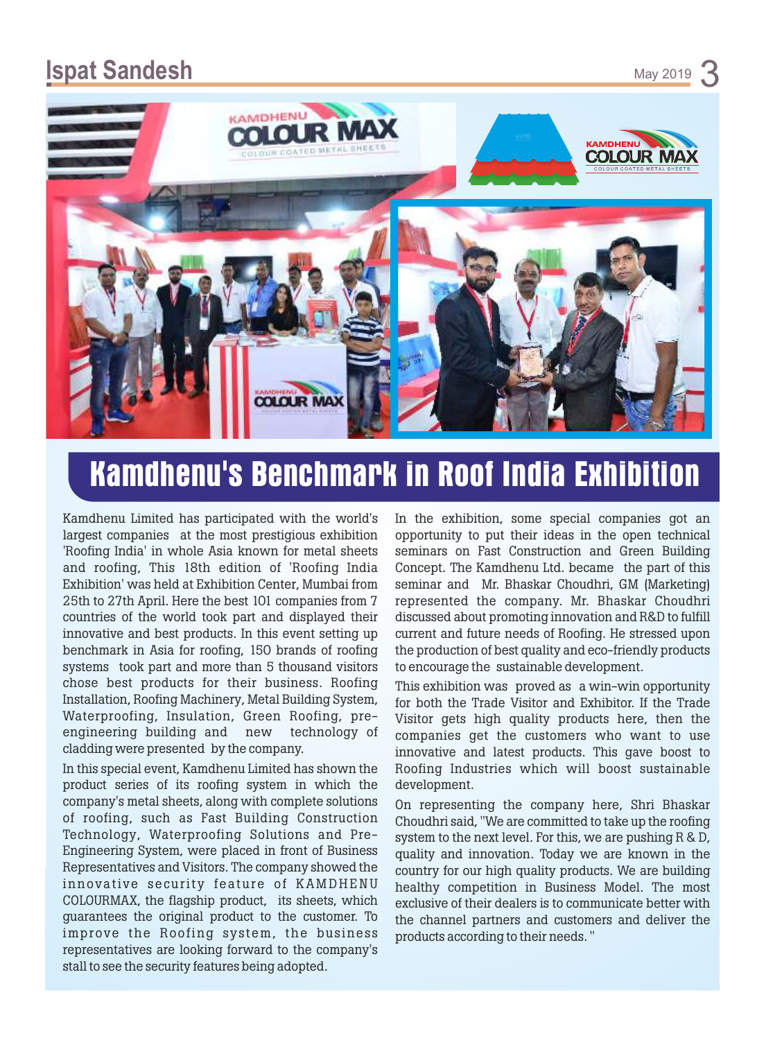# Kamdhenu's Benchmark in Roof India Exhibition

Kamdhenu Limited has participated with the world's largest companies at the most prestigious exhibition 'Roofing India' in whole Asia known for metal sheets and roofing, This 18th edition of 'Roofing India Exhibition' was held at Exhibition Center, Mumbai from 25th to 27th April. Here the best 101 companies from 7 countries of the world took part and displayed their innovative and best products. In this event setting up benchmark in Asia for roofing, 150 brands of roofing systems took part and more than 5 thousand visitors chose best products for their business. Roofing Installation, Roofing Machinery, Metal Building System, Waterproofing, Insulation, Green Roofing, pre-engineering building and new technology of cladding were presented by the company.

In this special event, Kamdhenu Limited has shown the product series of its roofing system in which the company's metal sheets, along with complete solutions of roofing, such as Fast Building Construction Technology, Waterproofing Solutions and Pre-Engineering System, were placed in front of Business Representatives and Visitors. The company showed the innovative security feature of KAMDHENU COLOURMAX, the flagship product, its sheets, which guarantees the original product to the customer. To improve the Roofing system, the business representatives are looking forward to the company's stall to see the security features being adopted.

In the exhibition, some special companies got an opportunity to put their ideas in the open technical seminars on Fast Construction and Green Building Concept. The Kamdhenu Ltd. became the part of this seminar and Mr. Bhaskar Choudhri, GM (Marketing) represented the company. Mr. Bhaskar Choudhri discussed about promoting innovation and R&D to fulfill current and future needs of Roofing. He stressed upon the production of best quality and eco-friendly products to encourage the sustainable development.

This exhibition was proved as a win-win opportunity for both the Trade Visitor and Exhibitor. If the Trade Visitor gets high quality products here, then the companies get the customers who want to use innovative and latest products. This gave boost to Roofing Industries which will boost sustainable development.

On representing the company here, Shri Bhaskar Choudhri said, "We are committed to take up the roofing system to the next level. For this, we are pushing R & D, quality and innovation. Today we are known in the country for our high quality products. We are building healthy competition in Business Model. The most exclusive of their dealers is to communicate better with the channel partners and customers and deliver the products according to their needs. "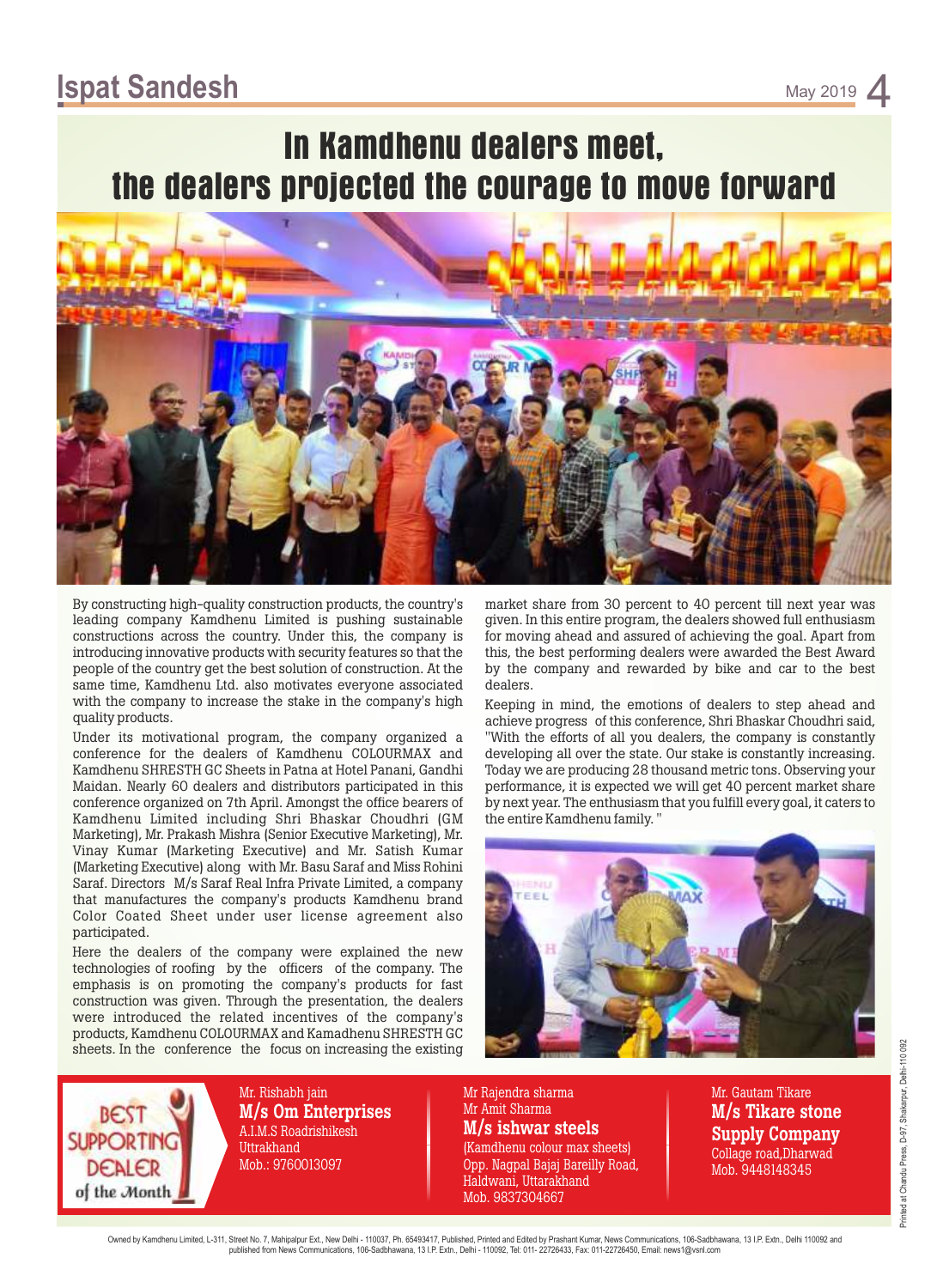# In Kamdhenu dealers meet, the dealers projected the courage to move forward

By constructing high-quality construction products, the country's leading company Kamdhenu Limited is pushing sustainable constructions across the country. Under this, the company is introducing innovative products with security features so that the people of the country get the best solution of construction. At the same time, Kamdhenu Ltd. also motivates everyone associated with the company to increase the stake in the company's high quality products.

Under its motivational program, the company organized a conference for the dealers of Kamdhenu COLOURMAX and Kamdhenu SHRESTH GC Sheets in Patna at Hotel Panani, Gandhi Maidan. Nearly 60 dealers and distributors participated in this conference organized on 7th April. Amongst the office bearers of Kamdhenu Limited including Shri Bhaskar Choudhri (GM Marketing), Mr. Prakash Mishra (Senior Executive Marketing), Mr. Vinay Kumar (Marketing Executive) and Mr. Satish Kumar (Marketing Executive) along with Mr. Basu Saraf and Miss Rohini Saraf. Directors M/s Saraf Real Infra Private Limited, a company that manufactures the company's products Kamdhenu brand Color Coated Sheet under user license agreement also participated.

Here the dealers of the company were explained the new technologies of roofing by the officers of the company. The emphasis is on promoting the company's products for fast construction was given. Through the presentation, the dealers were introduced the related incentives of the company's products, Kamdhenu COLOURMAX and Kamadhenu SHRESTH GC sheets. In the conference the focus on increasing the existing market share from 30 percent to 40 percent till next year was given. In this entire program, the dealers showed full enthusiasm for moving ahead and assured of achieving the goal. Apart from this, the best performing dealers were awarded the Best Award by the company and rewarded by bike and car to the best dealers.

Keeping in mind, the emotions of dealers to step ahead and achieve progress of this conference, Shri Bhaskar Choudhri said, "With the efforts of all you dealers, the company is constantly developing all over the state. Our stake is constantly increasing. Today we are producing 28 thousand metric tons. Observing your performance, it is expected we will get 40 percent market share by next year. The enthusiasm that you fulfill every goal, it caters to the entire Kamdhenu family. "

**BEST SUPPORTING DEALER of the Month**

Mr. Rishabh jain
**M/s Om Enterprises**
A.I.M.S Roadrishikesh
Uttrakhand
Mob.: 9760013097

Mr Rajendra sharma
Mr Amit Sharma
**M/s ishwar steels**
(Kamdhenu colour max sheets)
Opp. Nagpal Bajaj Bareilly Road,
Haldwani, Uttarakhand
Mob. 9837304667

Mr. Gautam Tikare
**M/s Tikare stone Supply Company**
Collage road,Dharwad
Mob. 9448148345

Printed at Chandu Press, D-97, Shakarpur, Delhi-110 092

Owned by Kamdhenu Limited, L-311, Street No. 7, Mahipalpur Ext., New Delhi - 110037, Ph. 65493417, Published, Printed and Edited by Prashant Kumar, News Communications, 106-Sadbhawana, 13 I.P. Extn., Delhi 110092 and published from News Communications, 106-Sadbhawana, 13 I.P. Extn., Delhi - 110092, Tel: 011- 22726433, Fax: 011-22726450, Email: news1@vsnl.com